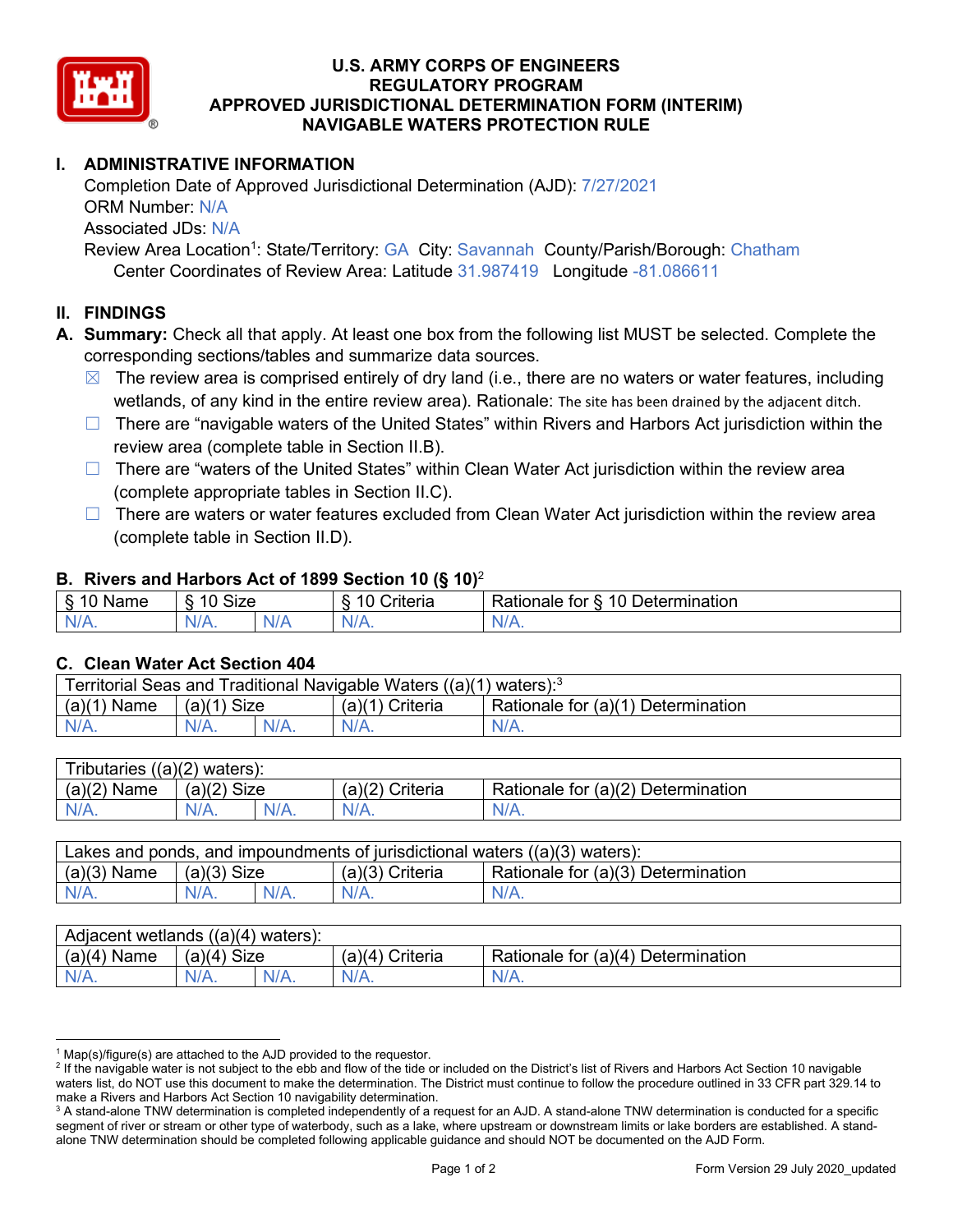# U.S. ARMY CORPS OF ENGINEERS
# REGULATORY PROGRAM
# APPROVED JURISDICTIONAL DETERMINATION FORM (INTERIM)
# NAVIGABLE WATERS PROTECTION RULE

## I. ADMINISTRATIVE INFORMATION

Completion Date of Approved Jurisdictional Determination (AJD): 7/27/2021
ORM Number: N/A
Associated JDs: N/A
Review Area Location[1]: State/Territory: GA City: Savannah County/Parish/Borough: Chatham
Center Coordinates of Review Area: Latitude 31.987419 Longitude -81.086611

## II. FINDINGS

**A. Summary:** Check all that apply. At least one box from the following list MUST be selected. Complete the corresponding sections/tables and summarize data sources.

- ☒ The review area is comprised entirely of dry land (i.e., there are no waters or water features, including wetlands, of any kind in the entire review area). Rationale: The site has been drained by the adjacent ditch.
- ☐ There are "navigable waters of the United States" within Rivers and Harbors Act jurisdiction within the review area (complete table in Section II.B).
- ☐ There are "waters of the United States" within Clean Water Act jurisdiction within the review area (complete appropriate tables in Section II.C).
- ☐ There are waters or water features excluded from Clean Water Act jurisdiction within the review area (complete table in Section II.D).

### B. Rivers and Harbors Act of 1899 Section 10 (§ 10)[2]

| § 10 Name | § 10 Size | | § 10 Criteria | Rationale for § 10 Determination |
|---|---|---|---|---|
| N/A. | N/A. | N/A | N/A. | N/A. |

### C. Clean Water Act Section 404

| Territorial Seas and Traditional Navigable Waters ((a)(1) waters):[3] | | | | |
|---|---|---|---|---|
| (a)(1) Name | (a)(1) Size | | (a)(1) Criteria | Rationale for (a)(1) Determination |
| N/A. | N/A. | N/A. | N/A. | N/A. |

| Tributaries ((a)(2) waters): | | | | |
|---|---|---|---|---|
| (a)(2) Name | (a)(2) Size | | (a)(2) Criteria | Rationale for (a)(2) Determination |
| N/A. | N/A. | N/A. | N/A. | N/A. |

| Lakes and ponds, and impoundments of jurisdictional waters ((a)(3) waters): | | | | |
|---|---|---|---|---|
| (a)(3) Name | (a)(3) Size | | (a)(3) Criteria | Rationale for (a)(3) Determination |
| N/A. | N/A. | N/A. | N/A. | N/A. |

| Adjacent wetlands ((a)(4) waters): | | | | |
|---|---|---|---|---|
| (a)(4) Name | (a)(4) Size | | (a)(4) Criteria | Rationale for (a)(4) Determination |
| N/A. | N/A. | N/A. | N/A. | N/A. |

[1] Map(s)/figure(s) are attached to the AJD provided to the requestor.
[2] If the navigable water is not subject to the ebb and flow of the tide or included on the District's list of Rivers and Harbors Act Section 10 navigable waters list, do NOT use this document to make the determination. The District must continue to follow the procedure outlined in 33 CFR part 329.14 to make a Rivers and Harbors Act Section 10 navigability determination.
[3] A stand-alone TNW determination is completed independently of a request for an AJD. A stand-alone TNW determination is conducted for a specific segment of river or stream or other type of waterbody, such as a lake, where upstream or downstream limits or lake borders are established. A stand-alone TNW determination should be completed following applicable guidance and should NOT be documented on the AJD Form.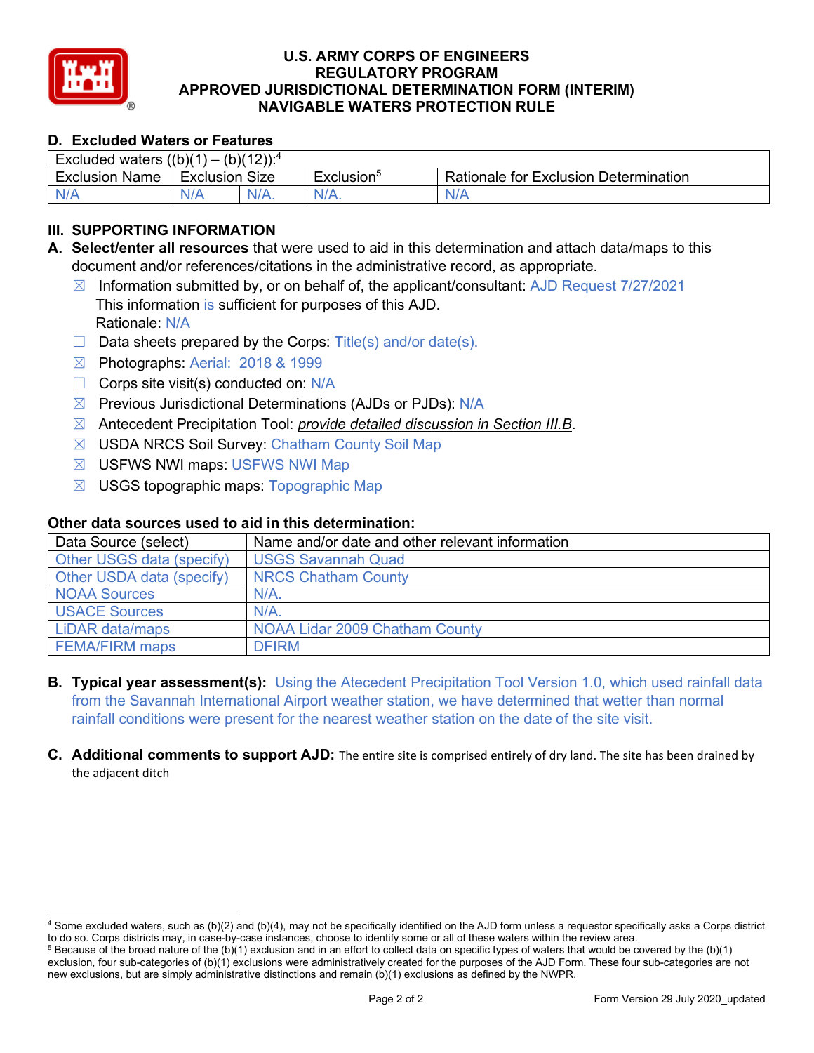# U.S. ARMY CORPS OF ENGINEERS
# REGULATORY PROGRAM
# APPROVED JURISDICTIONAL DETERMINATION FORM (INTERIM)
# NAVIGABLE WATERS PROTECTION RULE

## D. Excluded Waters or Features

| Excluded waters ((b)(1) – (b)(12)):[4] | | | | |
|---|---|---|---|---|
| Exclusion Name | Exclusion Size | | Exclusion[5] | Rationale for Exclusion Determination |
| N/A | N/A | N/A. | N/A. | N/A |

## III. SUPPORTING INFORMATION

**A. Select/enter all resources** that were used to aid in this determination and attach data/maps to this document and/or references/citations in the administrative record, as appropriate.

- ☒ Information submitted by, or on behalf of, the applicant/consultant: AJD Request 7/27/2021
  This information is sufficient for purposes of this AJD.
  Rationale: N/A
- ☐ Data sheets prepared by the Corps: Title(s) and/or date(s).
- ☒ Photographs: Aerial: 2018 & 1999
- ☐ Corps site visit(s) conducted on: N/A
- ☒ Previous Jurisdictional Determinations (AJDs or PJDs): N/A
- ☒ Antecedent Precipitation Tool: *provide detailed discussion in Section III.B*.
- ☒ USDA NRCS Soil Survey: Chatham County Soil Map
- ☒ USFWS NWI maps: USFWS NWI Map
- ☒ USGS topographic maps: Topographic Map

### Other data sources used to aid in this determination:

| Data Source (select) | Name and/or date and other relevant information |
|---|---|
| Other USGS data (specify) | USGS Savannah Quad |
| Other USDA data (specify) | NRCS Chatham County |
| NOAA Sources | N/A. |
| USACE Sources | N/A. |
| LiDAR data/maps | NOAA Lidar 2009 Chatham County |
| FEMA/FIRM maps | DFIRM |

**B. Typical year assessment(s):** Using the Atecedent Precipitation Tool Version 1.0, which used rainfall data from the Savannah International Airport weather station, we have determined that wetter than normal rainfall conditions were present for the nearest weather station on the date of the site visit.

**C. Additional comments to support AJD:** The entire site is comprised entirely of dry land. The site has been drained by the adjacent ditch

---

[4] Some excluded waters, such as (b)(2) and (b)(4), may not be specifically identified on the AJD form unless a requestor specifically asks a Corps district to do so. Corps districts may, in case-by-case instances, choose to identify some or all of these waters within the review area.

[5] Because of the broad nature of the (b)(1) exclusion and in an effort to collect data on specific types of waters that would be covered by the (b)(1) exclusion, four sub-categories of (b)(1) exclusions were administratively created for the purposes of the AJD Form. These four sub-categories are not new exclusions, but are simply administrative distinctions and remain (b)(1) exclusions as defined by the NWPR.

Form Version 29 July 2020_updated